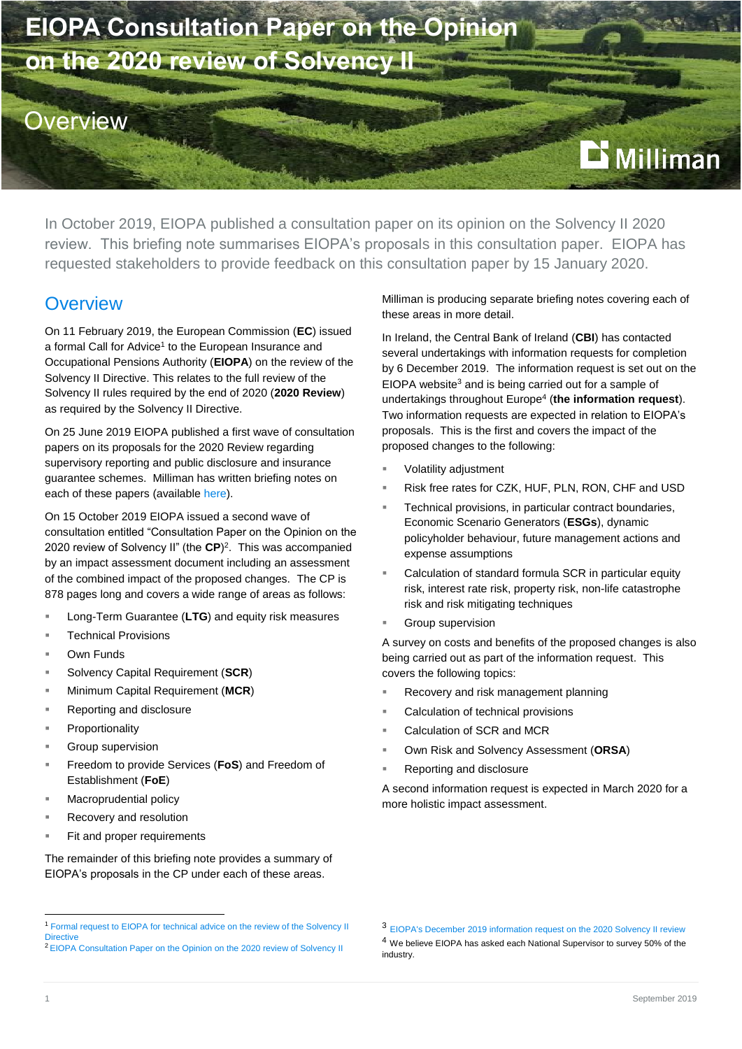# EIOPA Consultation Paper on the Opinion on the 2020 review of Solvency II

## Overview

In October 2019, EIOPA published a consultation paper on its opinion on the Solvency II 2020 review. This briefing note summarises EIOPA's proposals in this consultation paper. EIOPA has requested stakeholders to provide feedback on this consultation paper by 15 January 2020.

## Overview

On 11 February 2019, the European Commission (**EC**) issued a formal Call for Advice[1] to the European Insurance and Occupational Pensions Authority (**EIOPA**) on the review of the Solvency II Directive. This relates to the full review of the Solvency II rules required by the end of 2020 (**2020 Review**) as required by the Solvency II Directive.

On 25 June 2019 EIOPA published a first wave of consultation papers on its proposals for the 2020 Review regarding supervisory reporting and public disclosure and insurance guarantee schemes. Milliman has written briefing notes on each of these papers (available here).

On 15 October 2019 EIOPA issued a second wave of consultation entitled "Consultation Paper on the Opinion on the 2020 review of Solvency II" (the **CP**)[2]. This was accompanied by an impact assessment document including an assessment of the combined impact of the proposed changes. The CP is 878 pages long and covers a wide range of areas as follows:

- Long-Term Guarantee (**LTG**) and equity risk measures
- Technical Provisions
- Own Funds
- Solvency Capital Requirement (**SCR**)
- Minimum Capital Requirement (**MCR**)
- Reporting and disclosure
- Proportionality
- Group supervision
- Freedom to provide Services (**FoS**) and Freedom of Establishment (**FoE**)
- Macroprudential policy
- Recovery and resolution
- Fit and proper requirements

The remainder of this briefing note provides a summary of EIOPA's proposals in the CP under each of these areas.

Milliman is producing separate briefing notes covering each of these areas in more detail.

In Ireland, the Central Bank of Ireland (**CBI**) has contacted several undertakings with information requests for completion by 6 December 2019. The information request is set out on the EIOPA website[3] and is being carried out for a sample of undertakings throughout Europe[4] (**the information request**). Two information requests are expected in relation to EIOPA's proposals. This is the first and covers the impact of the proposed changes to the following:

- Volatility adjustment
- Risk free rates for CZK, HUF, PLN, RON, CHF and USD
- Technical provisions, in particular contract boundaries, Economic Scenario Generators (**ESGs**), dynamic policyholder behaviour, future management actions and expense assumptions
- Calculation of standard formula SCR in particular equity risk, interest rate risk, property risk, non-life catastrophe risk and risk mitigating techniques
- Group supervision

A survey on costs and benefits of the proposed changes is also being carried out as part of the information request. This covers the following topics:

- Recovery and risk management planning
- Calculation of technical provisions
- Calculation of SCR and MCR
- Own Risk and Solvency Assessment (**ORSA**)
- Reporting and disclosure

A second information request is expected in March 2020 for a more holistic impact assessment.

---

[1] Formal request to EIOPA for technical advice on the review of the Solvency II Directive

[2] EIOPA Consultation Paper on the Opinion on the 2020 review of Solvency II

[3] EIOPA's December 2019 information request on the 2020 Solvency II review

[4] We believe EIOPA has asked each National Supervisor to survey 50% of the industry.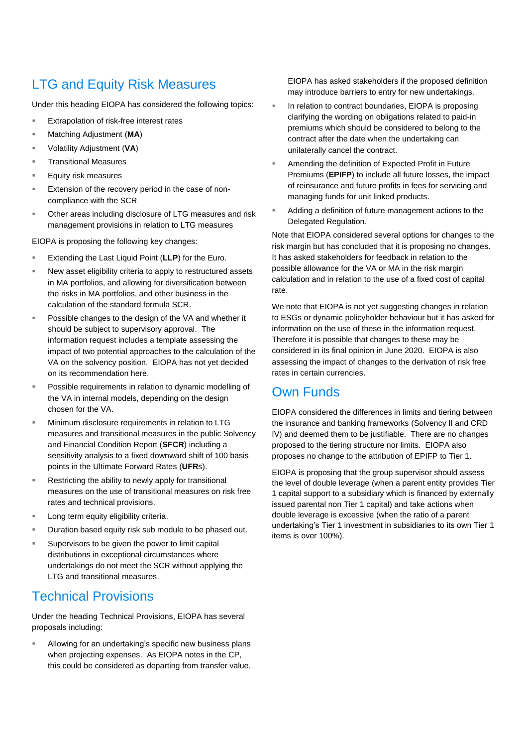## LTG and Equity Risk Measures

Under this heading EIOPA has considered the following topics:

- Extrapolation of risk-free interest rates
- Matching Adjustment (**MA**)
- Volatility Adjustment (**VA**)
- Transitional Measures
- Equity risk measures
- Extension of the recovery period in the case of non-compliance with the SCR
- Other areas including disclosure of LTG measures and risk management provisions in relation to LTG measures

EIOPA is proposing the following key changes:

- Extending the Last Liquid Point (**LLP**) for the Euro.
- New asset eligibility criteria to apply to restructured assets in MA portfolios, and allowing for diversification between the risks in MA portfolios, and other business in the calculation of the standard formula SCR.
- Possible changes to the design of the VA and whether it should be subject to supervisory approval. The information request includes a template assessing the impact of two potential approaches to the calculation of the VA on the solvency position. EIOPA has not yet decided on its recommendation here.
- Possible requirements in relation to dynamic modelling of the VA in internal models, depending on the design chosen for the VA.
- Minimum disclosure requirements in relation to LTG measures and transitional measures in the public Solvency and Financial Condition Report (**SFCR**) including a sensitivity analysis to a fixed downward shift of 100 basis points in the Ultimate Forward Rates (**UFR**s).
- Restricting the ability to newly apply for transitional measures on the use of transitional measures on risk free rates and technical provisions.
- Long term equity eligibility criteria.
- Duration based equity risk sub module to be phased out.
- Supervisors to be given the power to limit capital distributions in exceptional circumstances where undertakings do not meet the SCR without applying the LTG and transitional measures.

## Technical Provisions

Under the heading Technical Provisions, EIOPA has several proposals including:

- Allowing for an undertaking's specific new business plans when projecting expenses. As EIOPA notes in the CP, this could be considered as departing from transfer value. EIOPA has asked stakeholders if the proposed definition may introduce barriers to entry for new undertakings.
- In relation to contract boundaries, EIOPA is proposing clarifying the wording on obligations related to paid-in premiums which should be considered to belong to the contract after the date when the undertaking can unilaterally cancel the contract.
- Amending the definition of Expected Profit in Future Premiums (**EPIFP**) to include all future losses, the impact of reinsurance and future profits in fees for servicing and managing funds for unit linked products.
- Adding a definition of future management actions to the Delegated Regulation.

Note that EIOPA considered several options for changes to the risk margin but has concluded that it is proposing no changes. It has asked stakeholders for feedback in relation to the possible allowance for the VA or MA in the risk margin calculation and in relation to the use of a fixed cost of capital rate.

We note that EIOPA is not yet suggesting changes in relation to ESGs or dynamic policyholder behaviour but it has asked for information on the use of these in the information request. Therefore it is possible that changes to these may be considered in its final opinion in June 2020. EIOPA is also assessing the impact of changes to the derivation of risk free rates in certain currencies.

## Own Funds

EIOPA considered the differences in limits and tiering between the insurance and banking frameworks (Solvency II and CRD IV) and deemed them to be justifiable. There are no changes proposed to the tiering structure nor limits. EIOPA also proposes no change to the attribution of EPIFP to Tier 1.

EIOPA is proposing that the group supervisor should assess the level of double leverage (when a parent entity provides Tier 1 capital support to a subsidiary which is financed by externally issued parental non Tier 1 capital) and take actions when double leverage is excessive (when the ratio of a parent undertaking's Tier 1 investment in subsidiaries to its own Tier 1 items is over 100%).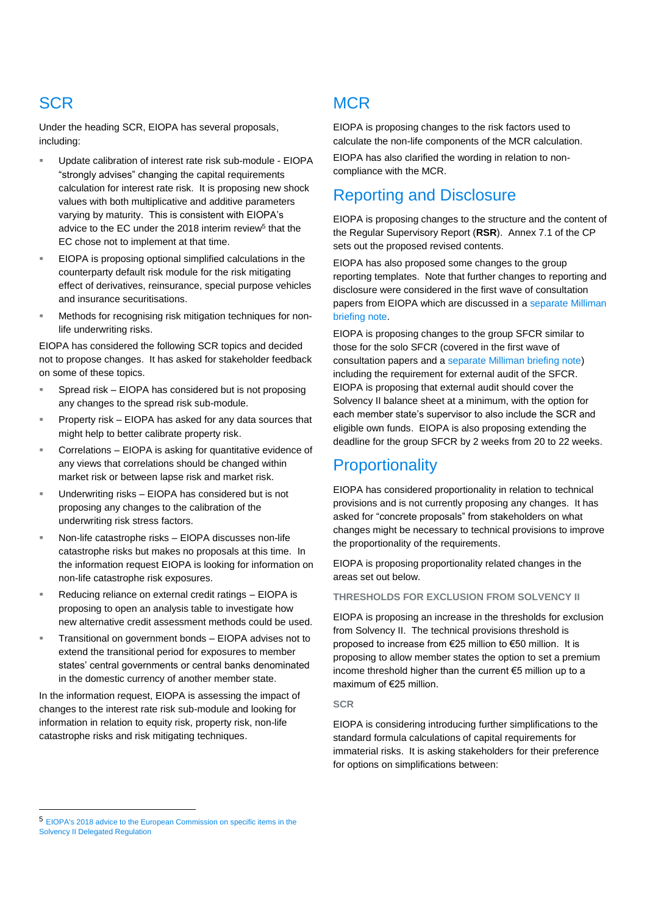## SCR

Under the heading SCR, EIOPA has several proposals, including:

- Update calibration of interest rate risk sub-module - EIOPA "strongly advises" changing the capital requirements calculation for interest rate risk. It is proposing new shock values with both multiplicative and additive parameters varying by maturity. This is consistent with EIOPA's advice to the EC under the 2018 interim review[5] that the EC chose not to implement at that time.
- EIOPA is proposing optional simplified calculations in the counterparty default risk module for the risk mitigating effect of derivatives, reinsurance, special purpose vehicles and insurance securitisations.
- Methods for recognising risk mitigation techniques for non-life underwriting risks.

EIOPA has considered the following SCR topics and decided not to propose changes. It has asked for stakeholder feedback on some of these topics.

- Spread risk – EIOPA has considered but is not proposing any changes to the spread risk sub-module.
- Property risk – EIOPA has asked for any data sources that might help to better calibrate property risk.
- Correlations – EIOPA is asking for quantitative evidence of any views that correlations should be changed within market risk or between lapse risk and market risk.
- Underwriting risks – EIOPA has considered but is not proposing any changes to the calibration of the underwriting risk stress factors.
- Non-life catastrophe risks – EIOPA discusses non-life catastrophe risks but makes no proposals at this time. In the information request EIOPA is looking for information on non-life catastrophe risk exposures.
- Reducing reliance on external credit ratings – EIOPA is proposing to open an analysis table to investigate how new alternative credit assessment methods could be used.
- Transitional on government bonds – EIOPA advises not to extend the transitional period for exposures to member states' central governments or central banks denominated in the domestic currency of another member state.

In the information request, EIOPA is assessing the impact of changes to the interest rate risk sub-module and looking for information in relation to equity risk, property risk, non-life catastrophe risks and risk mitigating techniques.

## MCR

EIOPA is proposing changes to the risk factors used to calculate the non-life components of the MCR calculation.

EIOPA has also clarified the wording in relation to non-compliance with the MCR.

## Reporting and Disclosure

EIOPA is proposing changes to the structure and the content of the Regular Supervisory Report (**RSR**). Annex 7.1 of the CP sets out the proposed revised contents.

EIOPA has also proposed some changes to the group reporting templates. Note that further changes to reporting and disclosure were considered in the first wave of consultation papers from EIOPA which are discussed in a separate Milliman briefing note.

EIOPA is proposing changes to the group SFCR similar to those for the solo SFCR (covered in the first wave of consultation papers and a separate Milliman briefing note) including the requirement for external audit of the SFCR. EIOPA is proposing that external audit should cover the Solvency II balance sheet at a minimum, with the option for each member state's supervisor to also include the SCR and eligible own funds. EIOPA is also proposing extending the deadline for the group SFCR by 2 weeks from 20 to 22 weeks.

## Proportionality

EIOPA has considered proportionality in relation to technical provisions and is not currently proposing any changes. It has asked for "concrete proposals" from stakeholders on what changes might be necessary to technical provisions to improve the proportionality of the requirements.

EIOPA is proposing proportionality related changes in the areas set out below.

### THRESHOLDS FOR EXCLUSION FROM SOLVENCY II

EIOPA is proposing an increase in the thresholds for exclusion from Solvency II. The technical provisions threshold is proposed to increase from €25 million to €50 million. It is proposing to allow member states the option to set a premium income threshold higher than the current €5 million up to a maximum of €25 million.

### SCR

EIOPA is considering introducing further simplifications to the standard formula calculations of capital requirements for immaterial risks. It is asking stakeholders for their preference for options on simplifications between:

[5] EIOPA's 2018 advice to the European Commission on specific items in the Solvency II Delegated Regulation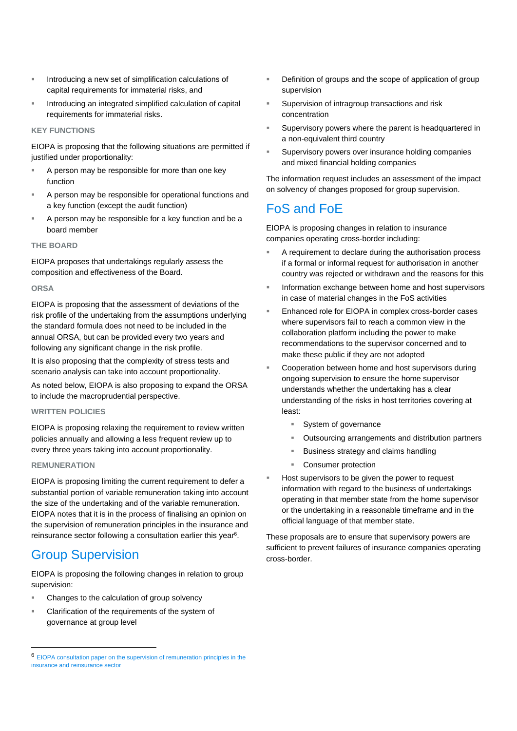- Introducing a new set of simplification calculations of capital requirements for immaterial risks, and
- Introducing an integrated simplified calculation of capital requirements for immaterial risks.

### KEY FUNCTIONS

EIOPA is proposing that the following situations are permitted if justified under proportionality:

- A person may be responsible for more than one key function
- A person may be responsible for operational functions and a key function (except the audit function)
- A person may be responsible for a key function and be a board member

### THE BOARD

EIOPA proposes that undertakings regularly assess the composition and effectiveness of the Board.

### ORSA

EIOPA is proposing that the assessment of deviations of the risk profile of the undertaking from the assumptions underlying the standard formula does not need to be included in the annual ORSA, but can be provided every two years and following any significant change in the risk profile.

It is also proposing that the complexity of stress tests and scenario analysis can take into account proportionality.

As noted below, EIOPA is also proposing to expand the ORSA to include the macroprudential perspective.

### WRITTEN POLICIES

EIOPA is proposing relaxing the requirement to review written policies annually and allowing a less frequent review up to every three years taking into account proportionality.

### REMUNERATION

EIOPA is proposing limiting the current requirement to defer a substantial portion of variable remuneration taking into account the size of the undertaking and of the variable remuneration. EIOPA notes that it is in the process of finalising an opinion on the supervision of remuneration principles in the insurance and reinsurance sector following a consultation earlier this year[6].

## Group Supervision

EIOPA is proposing the following changes in relation to group supervision:

- Changes to the calculation of group solvency
- Clarification of the requirements of the system of governance at group level
- Definition of groups and the scope of application of group supervision
- Supervision of intragroup transactions and risk concentration
- Supervisory powers where the parent is headquartered in a non-equivalent third country
- Supervisory powers over insurance holding companies and mixed financial holding companies

The information request includes an assessment of the impact on solvency of changes proposed for group supervision.

## FoS and FoE

EIOPA is proposing changes in relation to insurance companies operating cross-border including:

- A requirement to declare during the authorisation process if a formal or informal request for authorisation in another country was rejected or withdrawn and the reasons for this
- Information exchange between home and host supervisors in case of material changes in the FoS activities
- Enhanced role for EIOPA in complex cross-border cases where supervisors fail to reach a common view in the collaboration platform including the power to make recommendations to the supervisor concerned and to make these public if they are not adopted
- Cooperation between home and host supervisors during ongoing supervision to ensure the home supervisor understands whether the undertaking has a clear understanding of the risks in host territories covering at least:
  - System of governance
  - Outsourcing arrangements and distribution partners
  - Business strategy and claims handling
  - Consumer protection
- Host supervisors to be given the power to request information with regard to the business of undertakings operating in that member state from the home supervisor or the undertaking in a reasonable timeframe and in the official language of that member state.

These proposals are to ensure that supervisory powers are sufficient to prevent failures of insurance companies operating cross-border.

---

[6] EIOPA consultation paper on the supervision of remuneration principles in the insurance and reinsurance sector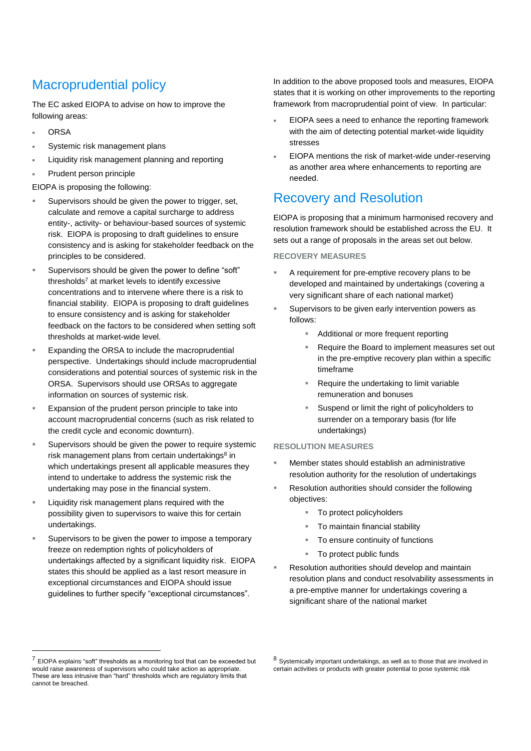## Macroprudential policy

The EC asked EIOPA to advise on how to improve the following areas:

- ORSA
- Systemic risk management plans
- Liquidity risk management planning and reporting
- Prudent person principle

EIOPA is proposing the following:

- Supervisors should be given the power to trigger, set, calculate and remove a capital surcharge to address entity-, activity- or behaviour-based sources of systemic risk. EIOPA is proposing to draft guidelines to ensure consistency and is asking for stakeholder feedback on the principles to be considered.
- Supervisors should be given the power to define “soft” thresholds[7] at market levels to identify excessive concentrations and to intervene where there is a risk to financial stability. EIOPA is proposing to draft guidelines to ensure consistency and is asking for stakeholder feedback on the factors to be considered when setting soft thresholds at market-wide level.
- Expanding the ORSA to include the macroprudential perspective. Undertakings should include macroprudential considerations and potential sources of systemic risk in the ORSA. Supervisors should use ORSAs to aggregate information on sources of systemic risk.
- Expansion of the prudent person principle to take into account macroprudential concerns (such as risk related to the credit cycle and economic downturn).
- Supervisors should be given the power to require systemic risk management plans from certain undertakings[8] in which undertakings present all applicable measures they intend to undertake to address the systemic risk the undertaking may pose in the financial system.
- Liquidity risk management plans required with the possibility given to supervisors to waive this for certain undertakings.
- Supervisors to be given the power to impose a temporary freeze on redemption rights of policyholders of undertakings affected by a significant liquidity risk. EIOPA states this should be applied as a last resort measure in exceptional circumstances and EIOPA should issue guidelines to further specify “exceptional circumstances”.

In addition to the above proposed tools and measures, EIOPA states that it is working on other improvements to the reporting framework from macroprudential point of view. In particular:

- EIOPA sees a need to enhance the reporting framework with the aim of detecting potential market-wide liquidity stresses
- EIOPA mentions the risk of market-wide under-reserving as another area where enhancements to reporting are needed.

## Recovery and Resolution

EIOPA is proposing that a minimum harmonised recovery and resolution framework should be established across the EU. It sets out a range of proposals in the areas set out below.

### RECOVERY MEASURES

- A requirement for pre-emptive recovery plans to be developed and maintained by undertakings (covering a very significant share of each national market)
- Supervisors to be given early intervention powers as follows:
  - Additional or more frequent reporting
  - Require the Board to implement measures set out in the pre-emptive recovery plan within a specific timeframe
  - Require the undertaking to limit variable remuneration and bonuses
  - Suspend or limit the right of policyholders to surrender on a temporary basis (for life undertakings)

### RESOLUTION MEASURES

- Member states should establish an administrative resolution authority for the resolution of undertakings
- Resolution authorities should consider the following objectives:
  - To protect policyholders
  - To maintain financial stability
  - To ensure continuity of functions
  - To protect public funds
- Resolution authorities should develop and maintain resolution plans and conduct resolvability assessments in a pre-emptive manner for undertakings covering a significant share of the national market

---

[7] EIOPA explains “soft” thresholds as a monitoring tool that can be exceeded but would raise awareness of supervisors who could take action as appropriate. These are less intrusive than “hard” thresholds which are regulatory limits that cannot be breached.

[8] Systemically important undertakings, as well as to those that are involved in certain activities or products with greater potential to pose systemic risk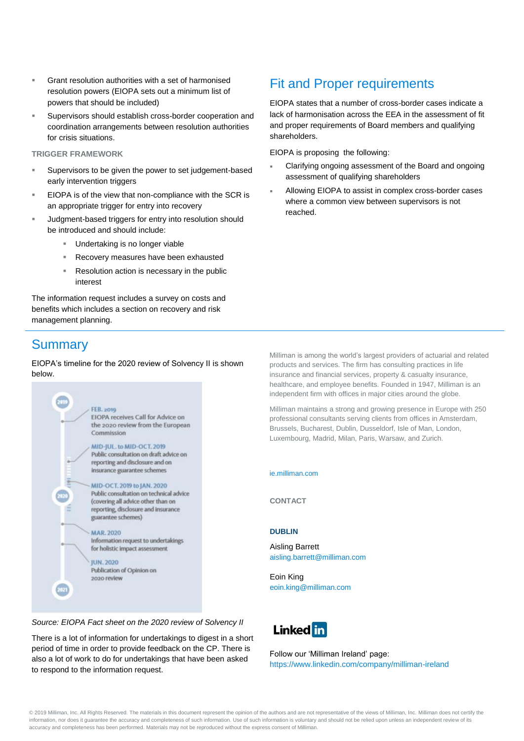- Grant resolution authorities with a set of harmonised resolution powers (EIOPA sets out a minimum list of powers that should be included)
- Supervisors should establish cross-border cooperation and coordination arrangements between resolution authorities for crisis situations.

TRIGGER FRAMEWORK

- Supervisors to be given the power to set judgement-based early intervention triggers
- EIOPA is of the view that non-compliance with the SCR is an appropriate trigger for entry into recovery
- Judgment-based triggers for entry into resolution should be introduced and should include:
  - Undertaking is no longer viable
  - Recovery measures have been exhausted
  - Resolution action is necessary in the public interest

The information request includes a survey on costs and benefits which includes a section on recovery and risk management planning.

## Fit and Proper requirements

EIOPA states that a number of cross-border cases indicate a lack of harmonisation across the EEA in the assessment of fit and proper requirements of Board members and qualifying shareholders.

EIOPA is proposing the following:

- Clarifying ongoing assessment of the Board and ongoing assessment of qualifying shareholders
- Allowing EIOPA to assist in complex cross-border cases where a common view between supervisors is not reached.

## Summary

EIOPA's timeline for the 2020 review of Solvency II is shown below.

2019

FEB. 2019
EIOPA receives Call for Advice on the 2020 review from the European Commission

MID-JUL. to MID-OCT. 2019
Public consultation on draft advice on reporting and disclosure and on insurance guarantee schemes

MID-OCT. 2019 to JAN. 2020
Public consultation on technical advice (covering all advice other than on reporting, disclosure and insurance guarantee schemes)

2020

MAR. 2020
Information request to undertakings for holistic impact assessment

JUN. 2020
Publication of Opinion on 2020 review

2021

*Source: EIOPA Fact sheet on the 2020 review of Solvency II*

There is a lot of information for undertakings to digest in a short period of time in order to provide feedback on the CP. There is also a lot of work to do for undertakings that have been asked to respond to the information request.

Milliman is among the world's largest providers of actuarial and related products and services. The firm has consulting practices in life insurance and financial services, property & casualty insurance, healthcare, and employee benefits. Founded in 1947, Milliman is an independent firm with offices in major cities around the globe.

Milliman maintains a strong and growing presence in Europe with 250 professional consultants serving clients from offices in Amsterdam, Brussels, Bucharest, Dublin, Dusseldorf, Isle of Man, London, Luxembourg, Madrid, Milan, Paris, Warsaw, and Zurich.

ie.milliman.com

CONTACT

**DUBLIN**

Aisling Barrett
aisling.barrett@milliman.com

Eoin King
eoin.king@milliman.com

Follow our 'Milliman Ireland' page:
https://www.linkedin.com/company/milliman-ireland

© 2019 Milliman, Inc. All Rights Reserved. The materials in this document represent the opinion of the authors and are not representative of the views of Milliman, Inc. Milliman does not certify the information, nor does it guarantee the accuracy and completeness of such information. Use of such information is voluntary and should not be relied upon unless an independent review of its accuracy and completeness has been performed. Materials may not be reproduced without the express consent of Milliman.